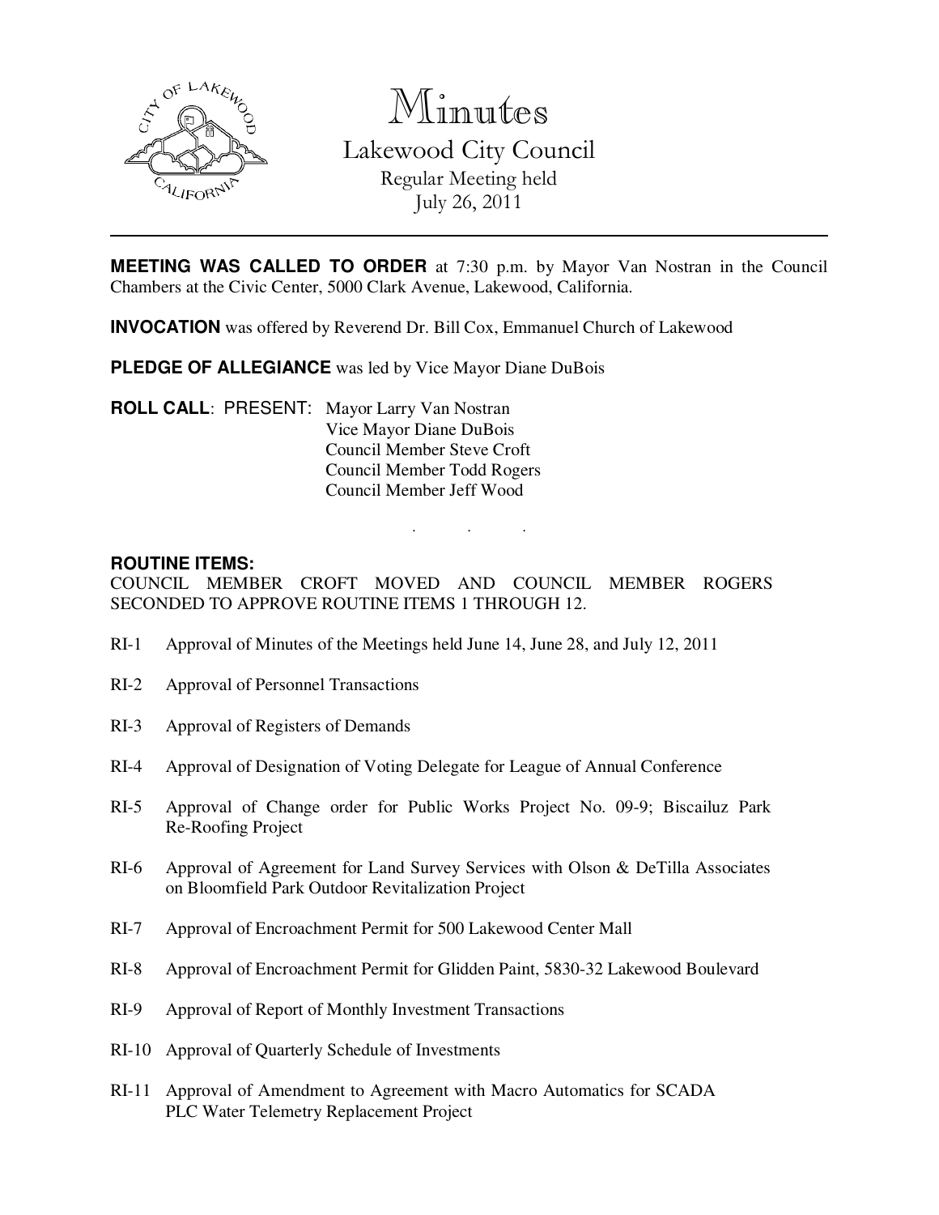# Minutes

## Lakewood City Council

Regular Meeting held
July 26, 2011

---

**MEETING WAS CALLED TO ORDER** at 7:30 p.m. by Mayor Van Nostran in the Council Chambers at the Civic Center, 5000 Clark Avenue, Lakewood, California.

**INVOCATION** was offered by Reverend Dr. Bill Cox, Emmanuel Church of Lakewood

**PLEDGE OF ALLEGIANCE** was led by Vice Mayor Diane DuBois

**ROLL CALL**: PRESENT: Mayor Larry Van Nostran
Vice Mayor Diane DuBois
Council Member Steve Croft
Council Member Todd Rogers
Council Member Jeff Wood

. . .

**ROUTINE ITEMS:**

COUNCIL MEMBER CROFT MOVED AND COUNCIL MEMBER ROGERS SECONDED TO APPROVE ROUTINE ITEMS 1 THROUGH 12.

RI-1 Approval of Minutes of the Meetings held June 14, June 28, and July 12, 2011

RI-2 Approval of Personnel Transactions

RI-3 Approval of Registers of Demands

RI-4 Approval of Designation of Voting Delegate for League of Annual Conference

RI-5 Approval of Change order for Public Works Project No. 09-9; Biscailuz Park Re-Roofing Project

RI-6 Approval of Agreement for Land Survey Services with Olson & DeTilla Associates on Bloomfield Park Outdoor Revitalization Project

RI-7 Approval of Encroachment Permit for 500 Lakewood Center Mall

RI-8 Approval of Encroachment Permit for Glidden Paint, 5830-32 Lakewood Boulevard

RI-9 Approval of Report of Monthly Investment Transactions

RI-10 Approval of Quarterly Schedule of Investments

RI-11 Approval of Amendment to Agreement with Macro Automatics for SCADA PLC Water Telemetry Replacement Project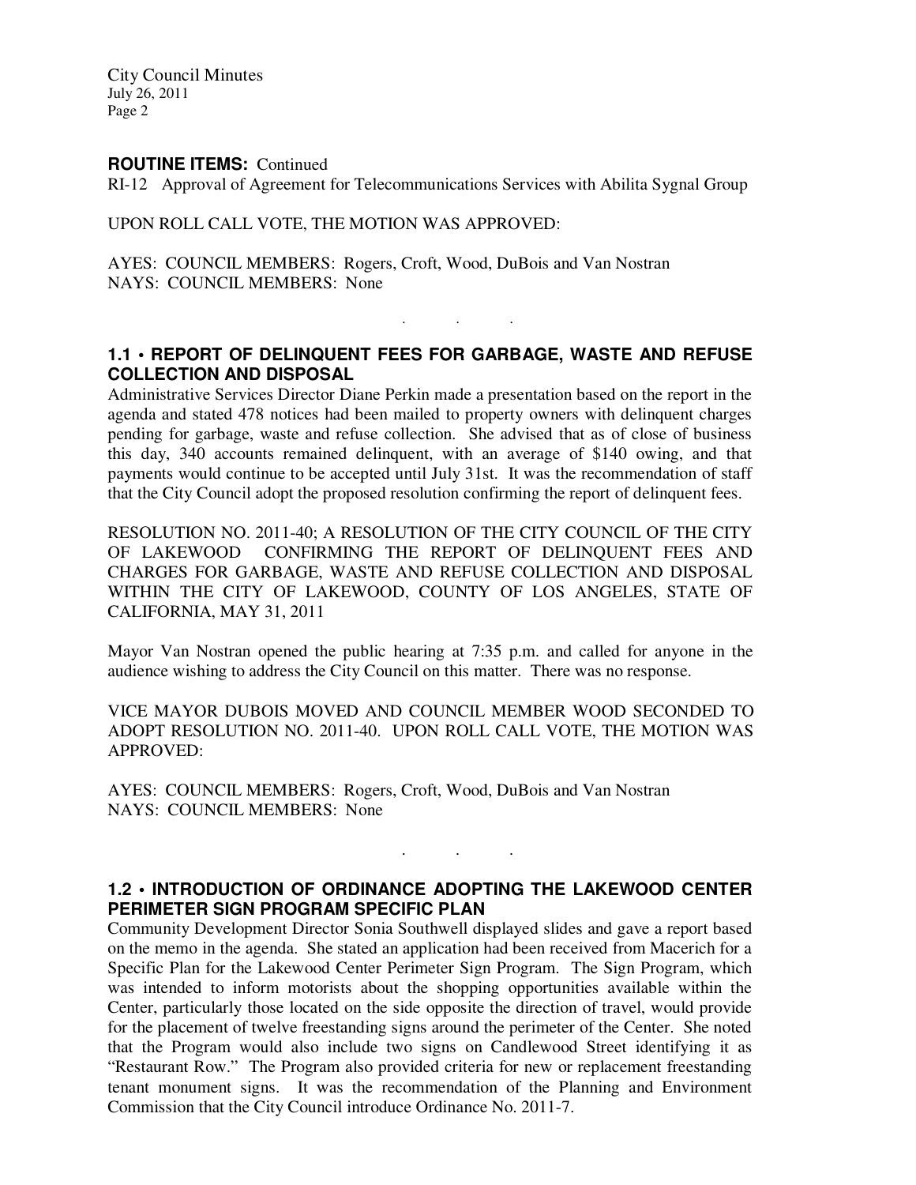**ROUTINE ITEMS:** Continued

RI-12 Approval of Agreement for Telecommunications Services with Abilita Sygnal Group

UPON ROLL CALL VOTE, THE MOTION WAS APPROVED:

AYES: COUNCIL MEMBERS: Rogers, Croft, Wood, DuBois and Van Nostran
NAYS: COUNCIL MEMBERS: None

. . .

### 1.1 • REPORT OF DELINQUENT FEES FOR GARBAGE, WASTE AND REFUSE COLLECTION AND DISPOSAL

Administrative Services Director Diane Perkin made a presentation based on the report in the agenda and stated 478 notices had been mailed to property owners with delinquent charges pending for garbage, waste and refuse collection. She advised that as of close of business this day, 340 accounts remained delinquent, with an average of $140 owing, and that payments would continue to be accepted until July 31st. It was the recommendation of staff that the City Council adopt the proposed resolution confirming the report of delinquent fees.

RESOLUTION NO. 2011-40; A RESOLUTION OF THE CITY COUNCIL OF THE CITY OF LAKEWOOD CONFIRMING THE REPORT OF DELINQUENT FEES AND CHARGES FOR GARBAGE, WASTE AND REFUSE COLLECTION AND DISPOSAL WITHIN THE CITY OF LAKEWOOD, COUNTY OF LOS ANGELES, STATE OF CALIFORNIA, MAY 31, 2011

Mayor Van Nostran opened the public hearing at 7:35 p.m. and called for anyone in the audience wishing to address the City Council on this matter. There was no response.

VICE MAYOR DUBOIS MOVED AND COUNCIL MEMBER WOOD SECONDED TO ADOPT RESOLUTION NO. 2011-40. UPON ROLL CALL VOTE, THE MOTION WAS APPROVED:

AYES: COUNCIL MEMBERS: Rogers, Croft, Wood, DuBois and Van Nostran
NAYS: COUNCIL MEMBERS: None

. . .

### 1.2 • INTRODUCTION OF ORDINANCE ADOPTING THE LAKEWOOD CENTER PERIMETER SIGN PROGRAM SPECIFIC PLAN

Community Development Director Sonia Southwell displayed slides and gave a report based on the memo in the agenda. She stated an application had been received from Macerich for a Specific Plan for the Lakewood Center Perimeter Sign Program. The Sign Program, which was intended to inform motorists about the shopping opportunities available within the Center, particularly those located on the side opposite the direction of travel, would provide for the placement of twelve freestanding signs around the perimeter of the Center. She noted that the Program would also include two signs on Candlewood Street identifying it as "Restaurant Row." The Program also provided criteria for new or replacement freestanding tenant monument signs. It was the recommendation of the Planning and Environment Commission that the City Council introduce Ordinance No. 2011-7.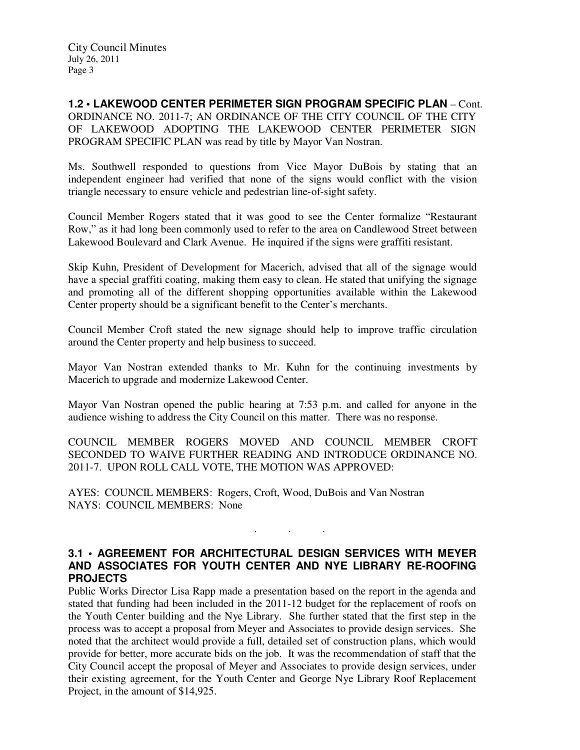**1.2 • LAKEWOOD CENTER PERIMETER SIGN PROGRAM SPECIFIC PLAN** – Cont.
ORDINANCE NO. 2011-7; AN ORDINANCE OF THE CITY COUNCIL OF THE CITY OF LAKEWOOD ADOPTING THE LAKEWOOD CENTER PERIMETER SIGN PROGRAM SPECIFIC PLAN was read by title by Mayor Van Nostran.

Ms. Southwell responded to questions from Vice Mayor DuBois by stating that an independent engineer had verified that none of the signs would conflict with the vision triangle necessary to ensure vehicle and pedestrian line-of-sight safety.

Council Member Rogers stated that it was good to see the Center formalize "Restaurant Row," as it had long been commonly used to refer to the area on Candlewood Street between Lakewood Boulevard and Clark Avenue. He inquired if the signs were graffiti resistant.

Skip Kuhn, President of Development for Macerich, advised that all of the signage would have a special graffiti coating, making them easy to clean. He stated that unifying the signage and promoting all of the different shopping opportunities available within the Lakewood Center property should be a significant benefit to the Center's merchants.

Council Member Croft stated the new signage should help to improve traffic circulation around the Center property and help business to succeed.

Mayor Van Nostran extended thanks to Mr. Kuhn for the continuing investments by Macerich to upgrade and modernize Lakewood Center.

Mayor Van Nostran opened the public hearing at 7:53 p.m. and called for anyone in the audience wishing to address the City Council on this matter. There was no response.

COUNCIL MEMBER ROGERS MOVED AND COUNCIL MEMBER CROFT SECONDED TO WAIVE FURTHER READING AND INTRODUCE ORDINANCE NO. 2011-7. UPON ROLL CALL VOTE, THE MOTION WAS APPROVED:

AYES: COUNCIL MEMBERS: Rogers, Croft, Wood, DuBois and Van Nostran
NAYS: COUNCIL MEMBERS: None

. . .

**3.1 • AGREEMENT FOR ARCHITECTURAL DESIGN SERVICES WITH MEYER AND ASSOCIATES FOR YOUTH CENTER AND NYE LIBRARY RE-ROOFING PROJECTS**
Public Works Director Lisa Rapp made a presentation based on the report in the agenda and stated that funding had been included in the 2011-12 budget for the replacement of roofs on the Youth Center building and the Nye Library. She further stated that the first step in the process was to accept a proposal from Meyer and Associates to provide design services. She noted that the architect would provide a full, detailed set of construction plans, which would provide for better, more accurate bids on the job. It was the recommendation of staff that the City Council accept the proposal of Meyer and Associates to provide design services, under their existing agreement, for the Youth Center and George Nye Library Roof Replacement Project, in the amount of $14,925.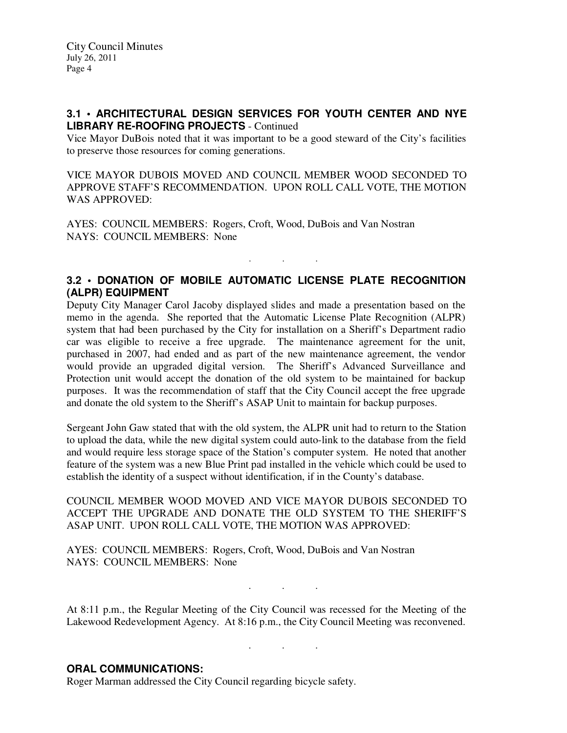### 3.1 • ARCHITECTURAL DESIGN SERVICES FOR YOUTH CENTER AND NYE LIBRARY RE-ROOFING PROJECTS - Continued

Vice Mayor DuBois noted that it was important to be a good steward of the City's facilities to preserve those resources for coming generations.

VICE MAYOR DUBOIS MOVED AND COUNCIL MEMBER WOOD SECONDED TO APPROVE STAFF'S RECOMMENDATION. UPON ROLL CALL VOTE, THE MOTION WAS APPROVED:

AYES: COUNCIL MEMBERS: Rogers, Croft, Wood, DuBois and Van Nostran
NAYS: COUNCIL MEMBERS: None

. . .

### 3.2 • DONATION OF MOBILE AUTOMATIC LICENSE PLATE RECOGNITION (ALPR) EQUIPMENT

Deputy City Manager Carol Jacoby displayed slides and made a presentation based on the memo in the agenda. She reported that the Automatic License Plate Recognition (ALPR) system that had been purchased by the City for installation on a Sheriff's Department radio car was eligible to receive a free upgrade. The maintenance agreement for the unit, purchased in 2007, had ended and as part of the new maintenance agreement, the vendor would provide an upgraded digital version. The Sheriff's Advanced Surveillance and Protection unit would accept the donation of the old system to be maintained for backup purposes. It was the recommendation of staff that the City Council accept the free upgrade and donate the old system to the Sheriff's ASAP Unit to maintain for backup purposes.

Sergeant John Gaw stated that with the old system, the ALPR unit had to return to the Station to upload the data, while the new digital system could auto-link to the database from the field and would require less storage space of the Station's computer system. He noted that another feature of the system was a new Blue Print pad installed in the vehicle which could be used to establish the identity of a suspect without identification, if in the County's database.

COUNCIL MEMBER WOOD MOVED AND VICE MAYOR DUBOIS SECONDED TO ACCEPT THE UPGRADE AND DONATE THE OLD SYSTEM TO THE SHERIFF'S ASAP UNIT. UPON ROLL CALL VOTE, THE MOTION WAS APPROVED:

AYES: COUNCIL MEMBERS: Rogers, Croft, Wood, DuBois and Van Nostran
NAYS: COUNCIL MEMBERS: None

. . .

At 8:11 p.m., the Regular Meeting of the City Council was recessed for the Meeting of the Lakewood Redevelopment Agency. At 8:16 p.m., the City Council Meeting was reconvened.

. . .

### ORAL COMMUNICATIONS:

Roger Marman addressed the City Council regarding bicycle safety.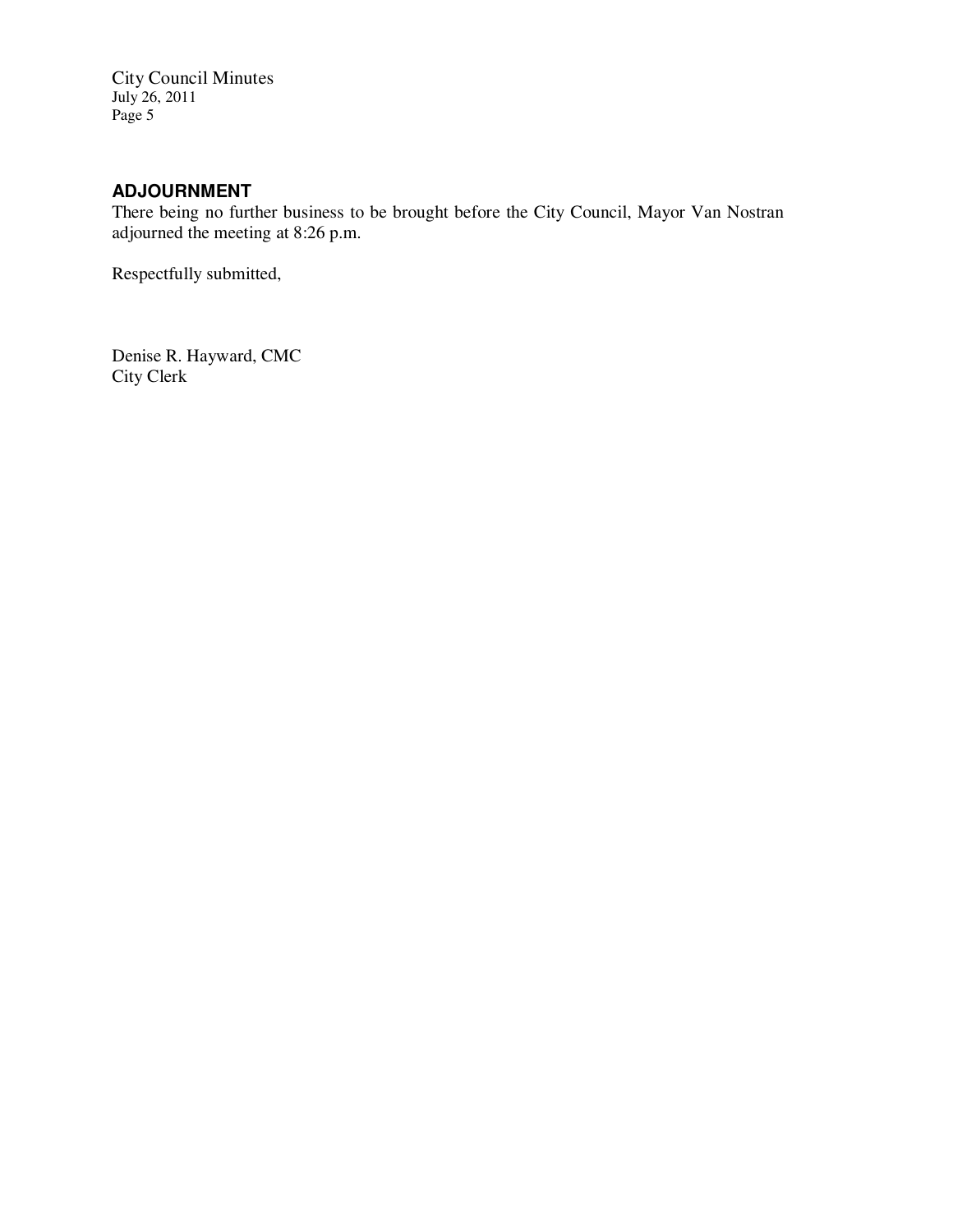## ADJOURNMENT

There being no further business to be brought before the City Council, Mayor Van Nostran adjourned the meeting at 8:26 p.m.

Respectfully submitted,

Denise R. Hayward, CMC
City Clerk